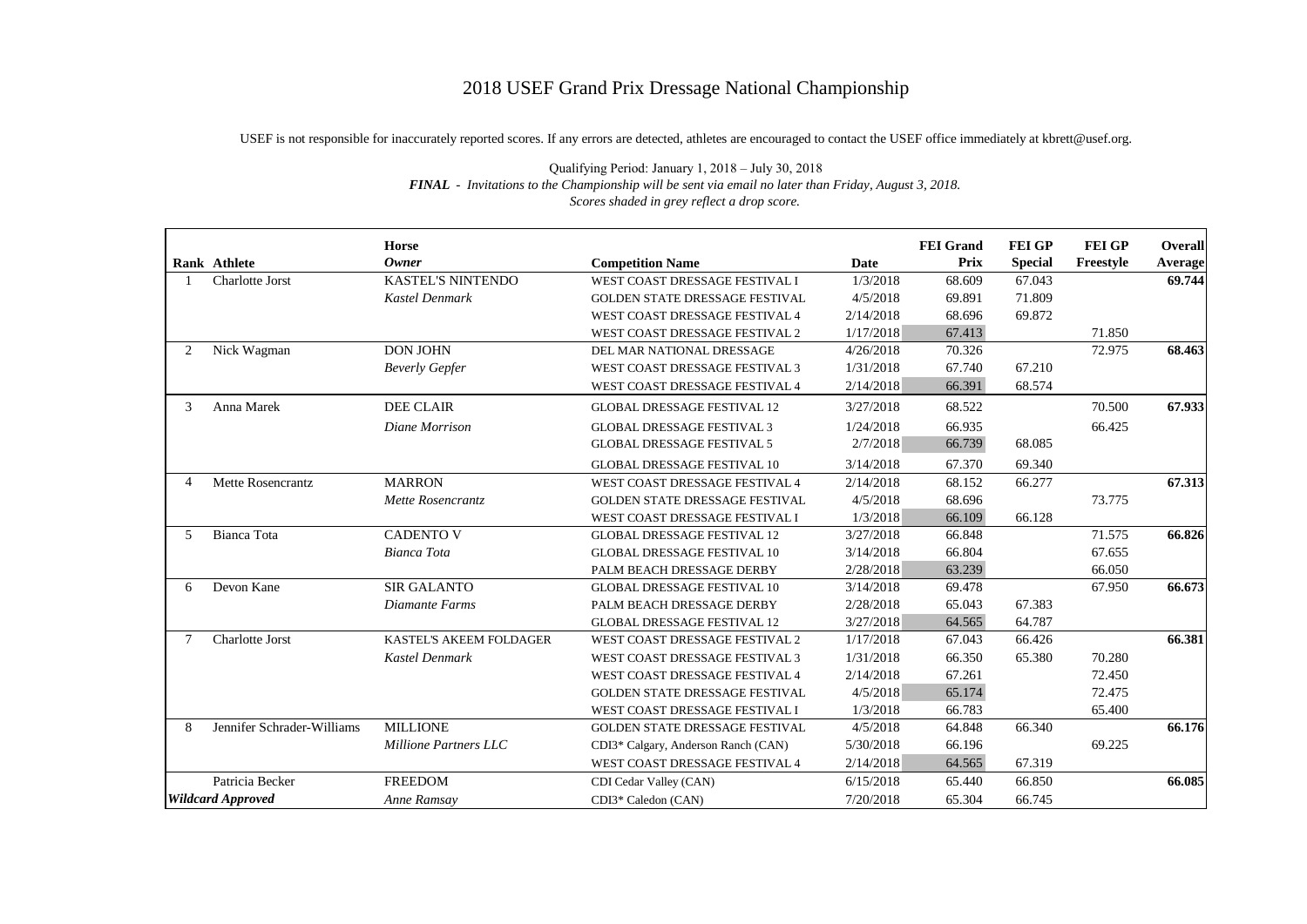# 2018 USEF Grand Prix Dressage National Championship

USEF is not responsible for inaccurately reported scores. If any errors are detected, athletes are encouraged to contact the USEF office immediately at kbrett@usef.org.

Qualifying Period: January 1, 2018 – July 30, 2018

***FINAL** - Invitations to the Championship will be sent via email no later than Friday, August 3, 2018.*

*Scores shaded in grey reflect a drop score.*

| Rank | Athlete | Horse / *Owner* | Competition Name | Date | FEI Grand Prix | FEI GP Special | FEI GP Freestyle | Overall Average |
|---|---|---|---|---|---|---|---|---|
| 1 | Charlotte Jorst | KASTEL'S NINTENDO | WEST COAST DRESSAGE FESTIVAL I | 1/3/2018 | 68.609 | 67.043 | | 69.744 |
| | | *Kastel Denmark* | GOLDEN STATE DRESSAGE FESTIVAL | 4/5/2018 | 69.891 | 71.809 | | |
| | | | WEST COAST DRESSAGE FESTIVAL 4 | 2/14/2018 | 68.696 | 69.872 | | |
| | | | WEST COAST DRESSAGE FESTIVAL 2 | 1/17/2018 | 67.413 | | 71.850 | |
| 2 | Nick Wagman | DON JOHN | DEL MAR NATIONAL DRESSAGE | 4/26/2018 | 70.326 | | 72.975 | 68.463 |
| | | *Beverly Gepfer* | WEST COAST DRESSAGE FESTIVAL 3 | 1/31/2018 | 67.740 | 67.210 | | |
| | | | WEST COAST DRESSAGE FESTIVAL 4 | 2/14/2018 | 66.391 | 68.574 | | |
| 3 | Anna Marek | DEE CLAIR | GLOBAL DRESSAGE FESTIVAL 12 | 3/27/2018 | 68.522 | | 70.500 | 67.933 |
| | | *Diane Morrison* | GLOBAL DRESSAGE FESTIVAL 3 | 1/24/2018 | 66.935 | | 66.425 | |
| | | | GLOBAL DRESSAGE FESTIVAL 5 | 2/7/2018 | 66.739 | 68.085 | | |
| | | | GLOBAL DRESSAGE FESTIVAL 10 | 3/14/2018 | 67.370 | 69.340 | | |
| 4 | Mette Rosencrantz | MARRON | WEST COAST DRESSAGE FESTIVAL 4 | 2/14/2018 | 68.152 | 66.277 | | 67.313 |
| | | *Mette Rosencrantz* | GOLDEN STATE DRESSAGE FESTIVAL | 4/5/2018 | 68.696 | | 73.775 | |
| | | | WEST COAST DRESSAGE FESTIVAL I | 1/3/2018 | 66.109 | 66.128 | | |
| 5 | Bianca Tota | CADENTO V | GLOBAL DRESSAGE FESTIVAL 12 | 3/27/2018 | 66.848 | | 71.575 | 66.826 |
| | | *Bianca Tota* | GLOBAL DRESSAGE FESTIVAL 10 | 3/14/2018 | 66.804 | | 67.655 | |
| | | | PALM BEACH DRESSAGE DERBY | 2/28/2018 | 63.239 | | 66.050 | |
| 6 | Devon Kane | SIR GALANTO | GLOBAL DRESSAGE FESTIVAL 10 | 3/14/2018 | 69.478 | | 67.950 | 66.673 |
| | | *Diamante Farms* | PALM BEACH DRESSAGE DERBY | 2/28/2018 | 65.043 | 67.383 | | |
| | | | GLOBAL DRESSAGE FESTIVAL 12 | 3/27/2018 | 64.565 | 64.787 | | |
| 7 | Charlotte Jorst | KASTEL'S AKEEM FOLDAGER | WEST COAST DRESSAGE FESTIVAL 2 | 1/17/2018 | 67.043 | 66.426 | | 66.381 |
| | | *Kastel Denmark* | WEST COAST DRESSAGE FESTIVAL 3 | 1/31/2018 | 66.350 | 65.380 | 70.280 | |
| | | | WEST COAST DRESSAGE FESTIVAL 4 | 2/14/2018 | 67.261 | | 72.450 | |
| | | | GOLDEN STATE DRESSAGE FESTIVAL | 4/5/2018 | 65.174 | | 72.475 | |
| | | | WEST COAST DRESSAGE FESTIVAL I | 1/3/2018 | 66.783 | | 65.400 | |
| 8 | Jennifer Schrader-Williams | MILLIONE | GOLDEN STATE DRESSAGE FESTIVAL | 4/5/2018 | 64.848 | 66.340 | | 66.176 |
| | | *Millione Partners LLC* | CDI3* Calgary, Anderson Ranch (CAN) | 5/30/2018 | 66.196 | | 69.225 | |
| | | | WEST COAST DRESSAGE FESTIVAL 4 | 2/14/2018 | 64.565 | 67.319 | | |
| | Patricia Becker | FREEDOM | CDI Cedar Valley (CAN) | 6/15/2018 | 65.440 | 66.850 | | 66.085 |
| ***Wildcard Approved*** | | *Anne Ramsay* | CDI3* Caledon (CAN) | 7/20/2018 | 65.304 | 66.745 | | |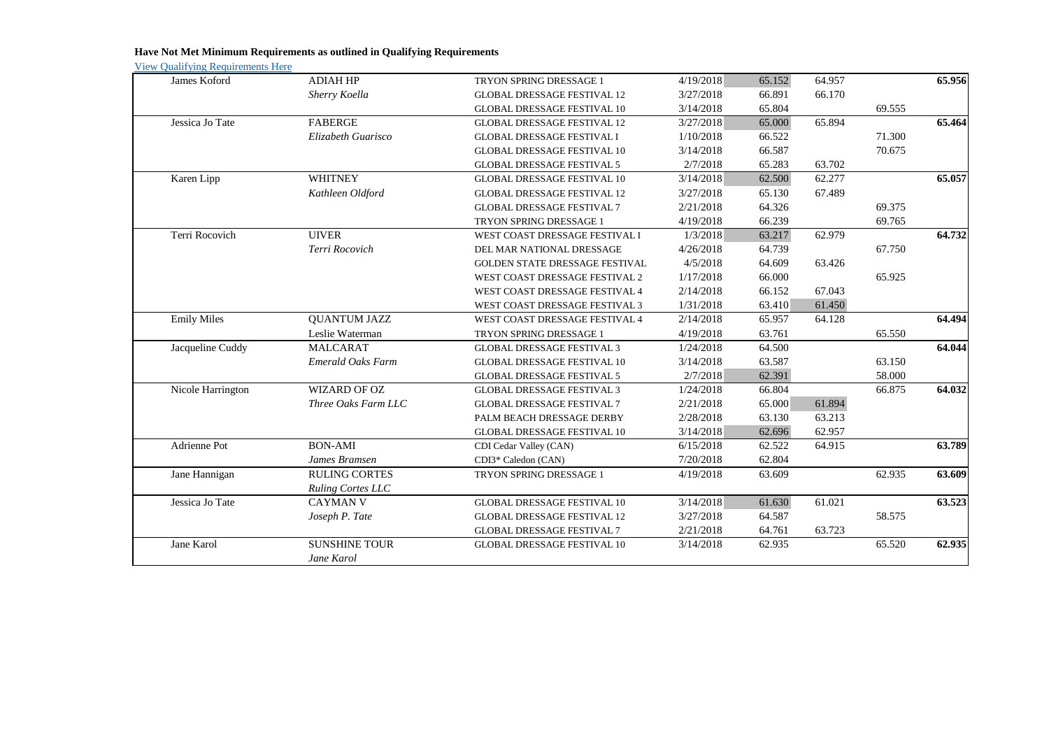**Have Not Met Minimum Requirements as outlined in Qualifying Requirements**

[View Qualifying Requirements Here]

| | | | | | | | |
|---|---|---|---|---|---|---|---|
| James Koford | ADIAH HP | TRYON SPRING DRESSAGE 1 | 4/19/2018 | 65.152 | 64.957 | | **65.956** |
| | *Sherry Koella* | GLOBAL DRESSAGE FESTIVAL 12 | 3/27/2018 | 66.891 | 66.170 | | |
| | | GLOBAL DRESSAGE FESTIVAL 10 | 3/14/2018 | 65.804 | | 69.555 | |
| Jessica Jo Tate | FABERGE | GLOBAL DRESSAGE FESTIVAL 12 | 3/27/2018 | 65.000 | 65.894 | | **65.464** |
| | *Elizabeth Guarisco* | GLOBAL DRESSAGE FESTIVAL I | 1/10/2018 | 66.522 | | 71.300 | |
| | | GLOBAL DRESSAGE FESTIVAL 10 | 3/14/2018 | 66.587 | | 70.675 | |
| | | GLOBAL DRESSAGE FESTIVAL 5 | 2/7/2018 | 65.283 | 63.702 | | |
| Karen Lipp | WHITNEY | GLOBAL DRESSAGE FESTIVAL 10 | 3/14/2018 | 62.500 | 62.277 | | **65.057** |
| | *Kathleen Oldford* | GLOBAL DRESSAGE FESTIVAL 12 | 3/27/2018 | 65.130 | 67.489 | | |
| | | GLOBAL DRESSAGE FESTIVAL 7 | 2/21/2018 | 64.326 | | 69.375 | |
| | | TRYON SPRING DRESSAGE 1 | 4/19/2018 | 66.239 | | 69.765 | |
| Terri Rocovich | UIVER | WEST COAST DRESSAGE FESTIVAL I | 1/3/2018 | 63.217 | 62.979 | | **64.732** |
| | *Terri Rocovich* | DEL MAR NATIONAL DRESSAGE | 4/26/2018 | 64.739 | | 67.750 | |
| | | GOLDEN STATE DRESSAGE FESTIVAL | 4/5/2018 | 64.609 | 63.426 | | |
| | | WEST COAST DRESSAGE FESTIVAL 2 | 1/17/2018 | 66.000 | | 65.925 | |
| | | WEST COAST DRESSAGE FESTIVAL 4 | 2/14/2018 | 66.152 | 67.043 | | |
| | | WEST COAST DRESSAGE FESTIVAL 3 | 1/31/2018 | 63.410 | 61.450 | | |
| Emily Miles | QUANTUM JAZZ | WEST COAST DRESSAGE FESTIVAL 4 | 2/14/2018 | 65.957 | 64.128 | | **64.494** |
| | Leslie Waterman | TRYON SPRING DRESSAGE 1 | 4/19/2018 | 63.761 | | 65.550 | |
| Jacqueline Cuddy | MALCARAT | GLOBAL DRESSAGE FESTIVAL 3 | 1/24/2018 | 64.500 | | | **64.044** |
| | *Emerald Oaks Farm* | GLOBAL DRESSAGE FESTIVAL 10 | 3/14/2018 | 63.587 | | 63.150 | |
| | | GLOBAL DRESSAGE FESTIVAL 5 | 2/7/2018 | 62.391 | | 58.000 | |
| Nicole Harrington | WIZARD OF OZ | GLOBAL DRESSAGE FESTIVAL 3 | 1/24/2018 | 66.804 | | 66.875 | **64.032** |
| | *Three Oaks Farm LLC* | GLOBAL DRESSAGE FESTIVAL 7 | 2/21/2018 | 65.000 | 61.894 | | |
| | | PALM BEACH DRESSAGE DERBY | 2/28/2018 | 63.130 | 63.213 | | |
| | | GLOBAL DRESSAGE FESTIVAL 10 | 3/14/2018 | 62.696 | 62.957 | | |
| Adrienne Pot | BON-AMI | CDI Cedar Valley (CAN) | 6/15/2018 | 62.522 | 64.915 | | **63.789** |
| | *James Bramsen* | CDI3* Caledon (CAN) | 7/20/2018 | 62.804 | | | |
| Jane Hannigan | RULING CORTES | TRYON SPRING DRESSAGE 1 | 4/19/2018 | 63.609 | | 62.935 | **63.609** |
| | *Ruling Cortes LLC* | | | | | | |
| Jessica Jo Tate | CAYMAN V | GLOBAL DRESSAGE FESTIVAL 10 | 3/14/2018 | 61.630 | 61.021 | | **63.523** |
| | *Joseph P. Tate* | GLOBAL DRESSAGE FESTIVAL 12 | 3/27/2018 | 64.587 | | 58.575 | |
| | | GLOBAL DRESSAGE FESTIVAL 7 | 2/21/2018 | 64.761 | 63.723 | | |
| Jane Karol | SUNSHINE TOUR | GLOBAL DRESSAGE FESTIVAL 10 | 3/14/2018 | 62.935 | | 65.520 | **62.935** |
| | *Jane Karol* | | | | | | |